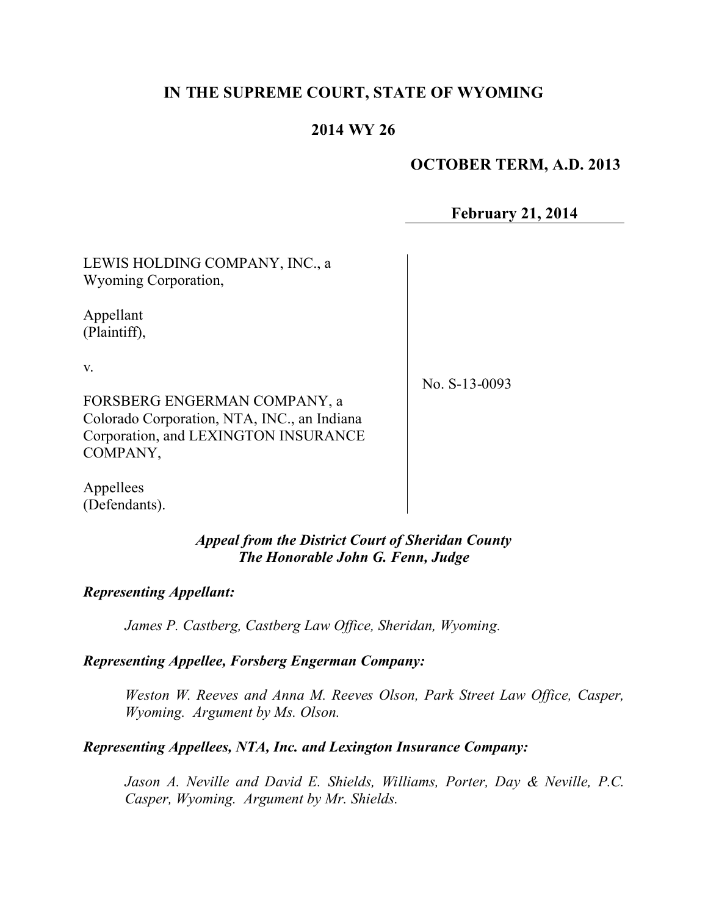**IN THE SUPREME COURT, STATE OF WYOMING**

**2014 WY 26**

**OCTOBER TERM, A.D. 2013**

**February 21, 2014**

LEWIS HOLDING COMPANY, INC., a Wyoming Corporation,

Appellant
(Plaintiff),

v.

FORSBERG ENGERMAN COMPANY, a Colorado Corporation, NTA, INC., an Indiana Corporation, and LEXINGTON INSURANCE COMPANY,

Appellees
(Defendants).

No. S-13-0093

***Appeal from the District Court of Sheridan County***
***The Honorable John G. Fenn, Judge***

***Representing Appellant:***

*James P. Castberg, Castberg Law Office, Sheridan, Wyoming.*

***Representing Appellee, Forsberg Engerman Company:***

*Weston W. Reeves and Anna M. Reeves Olson, Park Street Law Office, Casper, Wyoming. Argument by Ms. Olson.*

***Representing Appellees, NTA, Inc. and Lexington Insurance Company:***

*Jason A. Neville and David E. Shields, Williams, Porter, Day & Neville, P.C. Casper, Wyoming. Argument by Mr. Shields.*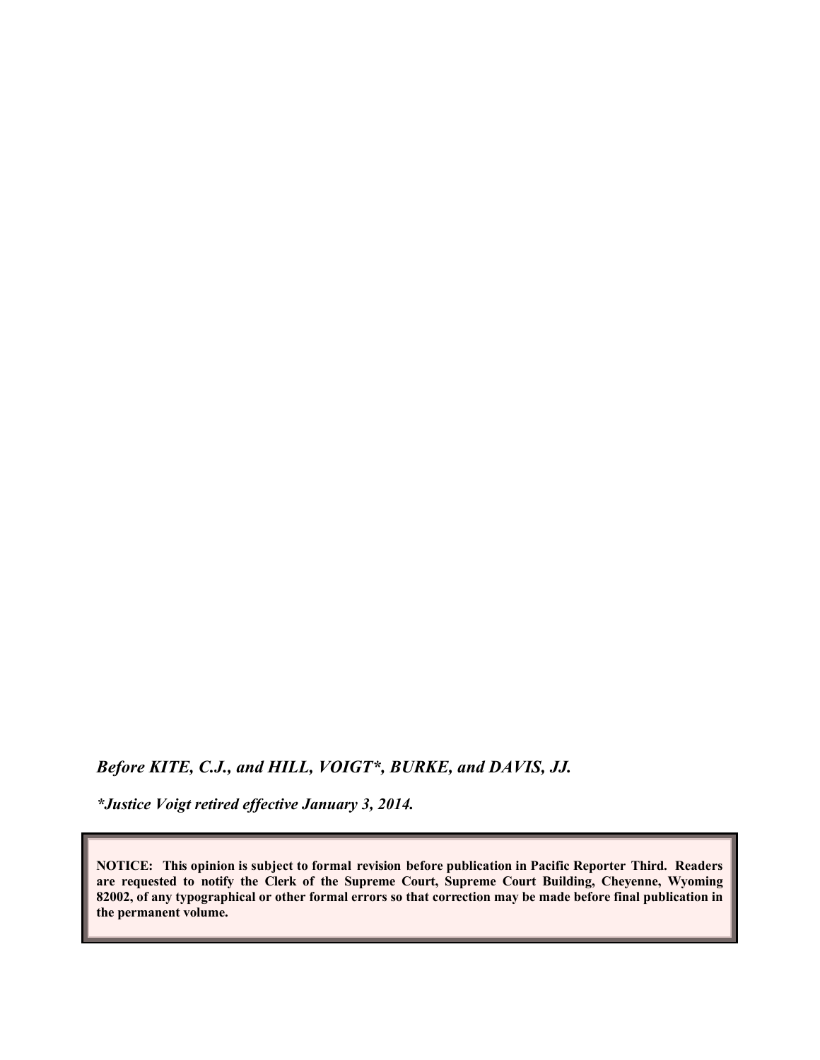*Before KITE, C.J., and HILL, VOIGT*, BURKE, and DAVIS, JJ.*

**Justice Voigt retired effective January 3, 2014.*

**NOTICE: This opinion is subject to formal revision before publication in Pacific Reporter Third. Readers are requested to notify the Clerk of the Supreme Court, Supreme Court Building, Cheyenne, Wyoming 82002, of any typographical or other formal errors so that correction may be made before final publication in the permanent volume.**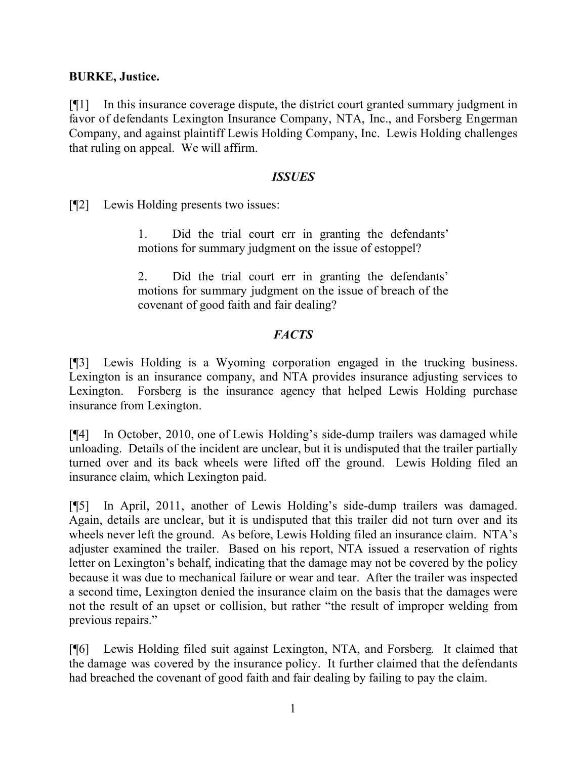**BURKE, Justice.**

[¶1] In this insurance coverage dispute, the district court granted summary judgment in favor of defendants Lexington Insurance Company, NTA, Inc., and Forsberg Engerman Company, and against plaintiff Lewis Holding Company, Inc. Lewis Holding challenges that ruling on appeal. We will affirm.

### *ISSUES*

[¶2] Lewis Holding presents two issues:

> 1. Did the trial court err in granting the defendants' motions for summary judgment on the issue of estoppel?
>
> 2. Did the trial court err in granting the defendants' motions for summary judgment on the issue of breach of the covenant of good faith and fair dealing?

### *FACTS*

[¶3] Lewis Holding is a Wyoming corporation engaged in the trucking business. Lexington is an insurance company, and NTA provides insurance adjusting services to Lexington. Forsberg is the insurance agency that helped Lewis Holding purchase insurance from Lexington.

[¶4] In October, 2010, one of Lewis Holding's side-dump trailers was damaged while unloading. Details of the incident are unclear, but it is undisputed that the trailer partially turned over and its back wheels were lifted off the ground. Lewis Holding filed an insurance claim, which Lexington paid.

[¶5] In April, 2011, another of Lewis Holding's side-dump trailers was damaged. Again, details are unclear, but it is undisputed that this trailer did not turn over and its wheels never left the ground. As before, Lewis Holding filed an insurance claim. NTA's adjuster examined the trailer. Based on his report, NTA issued a reservation of rights letter on Lexington's behalf, indicating that the damage may not be covered by the policy because it was due to mechanical failure or wear and tear. After the trailer was inspected a second time, Lexington denied the insurance claim on the basis that the damages were not the result of an upset or collision, but rather "the result of improper welding from previous repairs."

[¶6] Lewis Holding filed suit against Lexington, NTA, and Forsberg. It claimed that the damage was covered by the insurance policy. It further claimed that the defendants had breached the covenant of good faith and fair dealing by failing to pay the claim.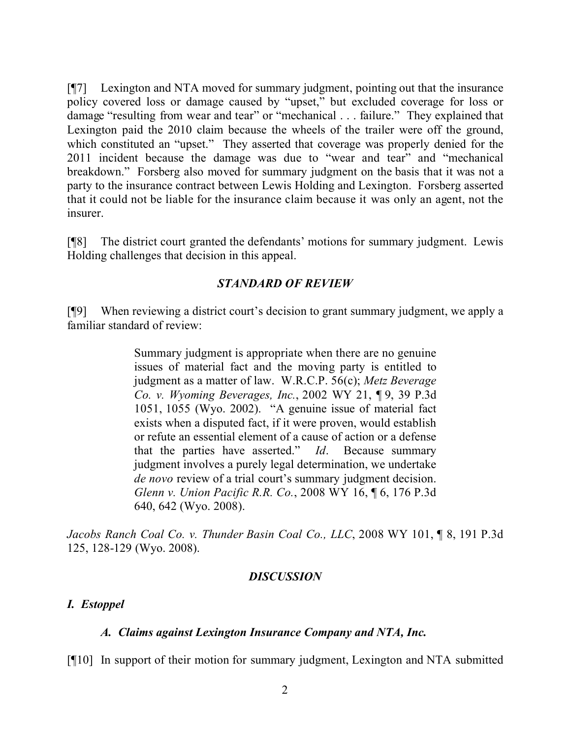[¶7] Lexington and NTA moved for summary judgment, pointing out that the insurance policy covered loss or damage caused by "upset," but excluded coverage for loss or damage "resulting from wear and tear" or "mechanical . . . failure." They explained that Lexington paid the 2010 claim because the wheels of the trailer were off the ground, which constituted an "upset." They asserted that coverage was properly denied for the 2011 incident because the damage was due to "wear and tear" and "mechanical breakdown." Forsberg also moved for summary judgment on the basis that it was not a party to the insurance contract between Lewis Holding and Lexington. Forsberg asserted that it could not be liable for the insurance claim because it was only an agent, not the insurer.

[¶8] The district court granted the defendants' motions for summary judgment. Lewis Holding challenges that decision in this appeal.

## *STANDARD OF REVIEW*

[¶9] When reviewing a district court's decision to grant summary judgment, we apply a familiar standard of review:

> Summary judgment is appropriate when there are no genuine issues of material fact and the moving party is entitled to judgment as a matter of law. W.R.C.P. 56(c); *Metz Beverage Co. v. Wyoming Beverages, Inc.*, 2002 WY 21, ¶ 9, 39 P.3d 1051, 1055 (Wyo. 2002). "A genuine issue of material fact exists when a disputed fact, if it were proven, would establish or refute an essential element of a cause of action or a defense that the parties have asserted." *Id*. Because summary judgment involves a purely legal determination, we undertake *de novo* review of a trial court's summary judgment decision. *Glenn v. Union Pacific R.R. Co.*, 2008 WY 16, ¶ 6, 176 P.3d 640, 642 (Wyo. 2008).

*Jacobs Ranch Coal Co. v. Thunder Basin Coal Co., LLC*, 2008 WY 101, ¶ 8, 191 P.3d 125, 128-129 (Wyo. 2008).

## *DISCUSSION*

### *I. Estoppel*

#### *A. Claims against Lexington Insurance Company and NTA, Inc.*

[¶10] In support of their motion for summary judgment, Lexington and NTA submitted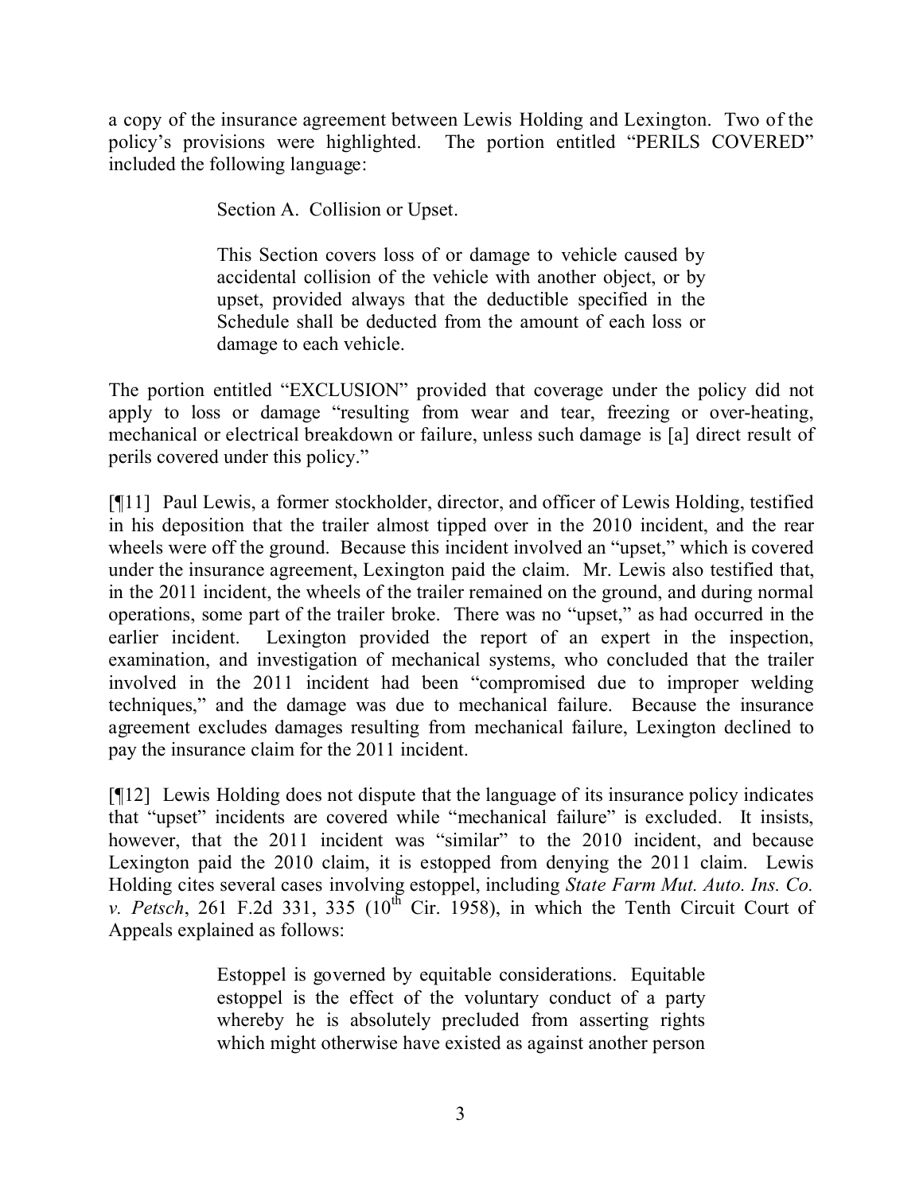a copy of the insurance agreement between Lewis Holding and Lexington. Two of the policy's provisions were highlighted. The portion entitled "PERILS COVERED" included the following language:

> Section A. Collision or Upset.
>
> This Section covers loss of or damage to vehicle caused by accidental collision of the vehicle with another object, or by upset, provided always that the deductible specified in the Schedule shall be deducted from the amount of each loss or damage to each vehicle.

The portion entitled "EXCLUSION" provided that coverage under the policy did not apply to loss or damage "resulting from wear and tear, freezing or over-heating, mechanical or electrical breakdown or failure, unless such damage is [a] direct result of perils covered under this policy."

[¶11] Paul Lewis, a former stockholder, director, and officer of Lewis Holding, testified in his deposition that the trailer almost tipped over in the 2010 incident, and the rear wheels were off the ground. Because this incident involved an "upset," which is covered under the insurance agreement, Lexington paid the claim. Mr. Lewis also testified that, in the 2011 incident, the wheels of the trailer remained on the ground, and during normal operations, some part of the trailer broke. There was no "upset," as had occurred in the earlier incident. Lexington provided the report of an expert in the inspection, examination, and investigation of mechanical systems, who concluded that the trailer involved in the 2011 incident had been "compromised due to improper welding techniques," and the damage was due to mechanical failure. Because the insurance agreement excludes damages resulting from mechanical failure, Lexington declined to pay the insurance claim for the 2011 incident.

[¶12] Lewis Holding does not dispute that the language of its insurance policy indicates that "upset" incidents are covered while "mechanical failure" is excluded. It insists, however, that the 2011 incident was "similar" to the 2010 incident, and because Lexington paid the 2010 claim, it is estopped from denying the 2011 claim. Lewis Holding cites several cases involving estoppel, including *State Farm Mut. Auto. Ins. Co. v. Petsch*, 261 F.2d 331, 335 (10th Cir. 1958), in which the Tenth Circuit Court of Appeals explained as follows:

> Estoppel is governed by equitable considerations. Equitable estoppel is the effect of the voluntary conduct of a party whereby he is absolutely precluded from asserting rights which might otherwise have existed as against another person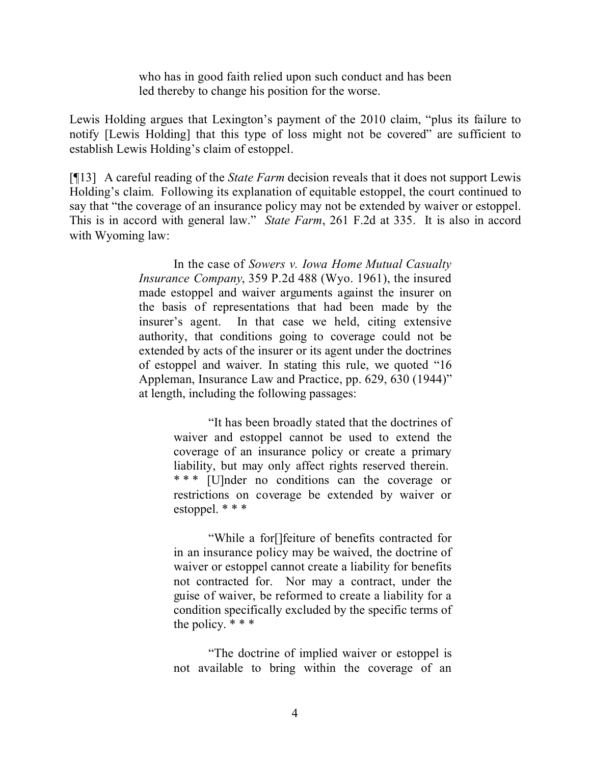> who has in good faith relied upon such conduct and has been led thereby to change his position for the worse.

Lewis Holding argues that Lexington's payment of the 2010 claim, "plus its failure to notify [Lewis Holding] that this type of loss might not be covered" are sufficient to establish Lewis Holding's claim of estoppel.

[¶13] A careful reading of the *State Farm* decision reveals that it does not support Lewis Holding's claim. Following its explanation of equitable estoppel, the court continued to say that "the coverage of an insurance policy may not be extended by waiver or estoppel. This is in accord with general law." *State Farm*, 261 F.2d at 335. It is also in accord with Wyoming law:

> In the case of *Sowers v. Iowa Home Mutual Casualty Insurance Company*, 359 P.2d 488 (Wyo. 1961), the insured made estoppel and waiver arguments against the insurer on the basis of representations that had been made by the insurer's agent. In that case we held, citing extensive authority, that conditions going to coverage could not be extended by acts of the insurer or its agent under the doctrines of estoppel and waiver. In stating this rule, we quoted "16 Appleman, Insurance Law and Practice, pp. 629, 630 (1944)" at length, including the following passages:
>
> > "It has been broadly stated that the doctrines of waiver and estoppel cannot be used to extend the coverage of an insurance policy or create a primary liability, but may only affect rights reserved therein. * * * [U]nder no conditions can the coverage or restrictions on coverage be extended by waiver or estoppel. * * *
> >
> > "While a for[]feiture of benefits contracted for in an insurance policy may be waived, the doctrine of waiver or estoppel cannot create a liability for benefits not contracted for. Nor may a contract, under the guise of waiver, be reformed to create a liability for a condition specifically excluded by the specific terms of the policy. * * *
> >
> > "The doctrine of implied waiver or estoppel is not available to bring within the coverage of an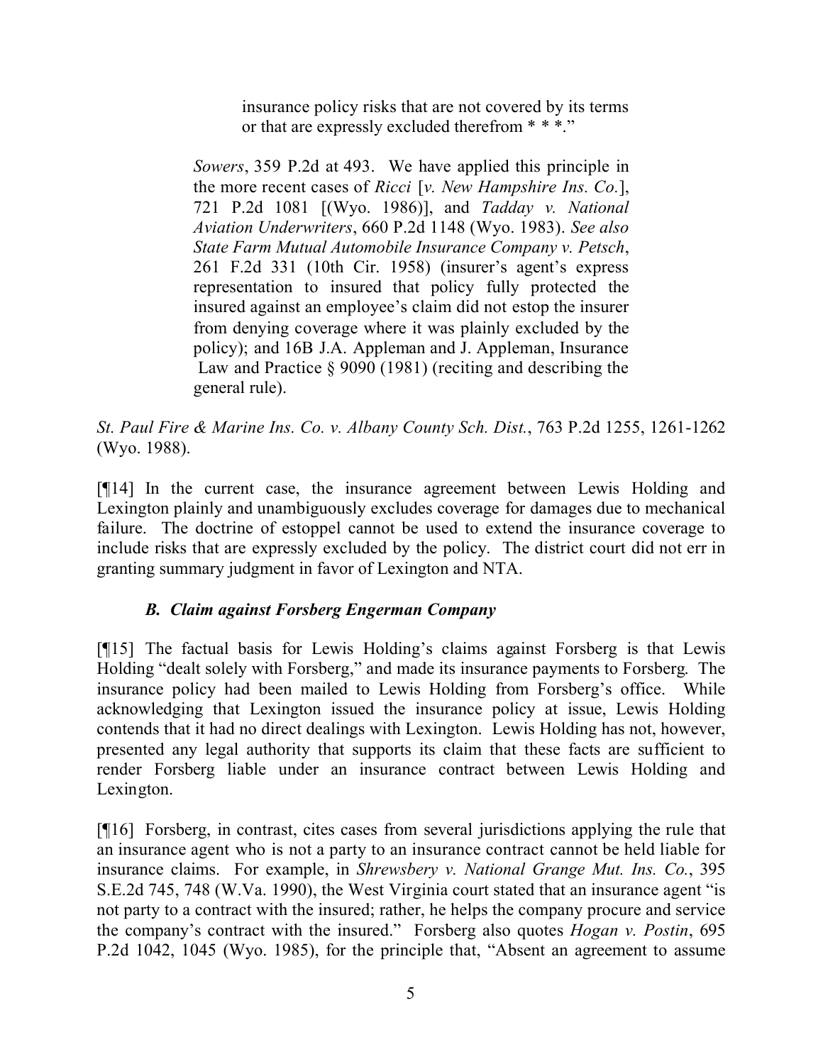> insurance policy risks that are not covered by its terms or that are expressly excluded therefrom * * *."
>
> *Sowers*, 359 P.2d at 493. We have applied this principle in the more recent cases of *Ricci* [*v. New Hampshire Ins. Co.*], 721 P.2d 1081 [(Wyo. 1986)], and *Tadday v. National Aviation Underwriters*, 660 P.2d 1148 (Wyo. 1983). *See also State Farm Mutual Automobile Insurance Company v. Petsch*, 261 F.2d 331 (10th Cir. 1958) (insurer's agent's express representation to insured that policy fully protected the insured against an employee's claim did not estop the insurer from denying coverage where it was plainly excluded by the policy); and 16B J.A. Appleman and J. Appleman, Insurance Law and Practice § 9090 (1981) (reciting and describing the general rule).

*St. Paul Fire & Marine Ins. Co. v. Albany County Sch. Dist.*, 763 P.2d 1255, 1261-1262 (Wyo. 1988).

[¶14] In the current case, the insurance agreement between Lewis Holding and Lexington plainly and unambiguously excludes coverage for damages due to mechanical failure. The doctrine of estoppel cannot be used to extend the insurance coverage to include risks that are expressly excluded by the policy. The district court did not err in granting summary judgment in favor of Lexington and NTA.

### *B. Claim against Forsberg Engerman Company*

[¶15] The factual basis for Lewis Holding's claims against Forsberg is that Lewis Holding "dealt solely with Forsberg," and made its insurance payments to Forsberg. The insurance policy had been mailed to Lewis Holding from Forsberg's office. While acknowledging that Lexington issued the insurance policy at issue, Lewis Holding contends that it had no direct dealings with Lexington. Lewis Holding has not, however, presented any legal authority that supports its claim that these facts are sufficient to render Forsberg liable under an insurance contract between Lewis Holding and Lexington.

[¶16] Forsberg, in contrast, cites cases from several jurisdictions applying the rule that an insurance agent who is not a party to an insurance contract cannot be held liable for insurance claims. For example, in *Shrewsbery v. National Grange Mut. Ins. Co.*, 395 S.E.2d 745, 748 (W.Va. 1990), the West Virginia court stated that an insurance agent "is not party to a contract with the insured; rather, he helps the company procure and service the company's contract with the insured." Forsberg also quotes *Hogan v. Postin*, 695 P.2d 1042, 1045 (Wyo. 1985), for the principle that, "Absent an agreement to assume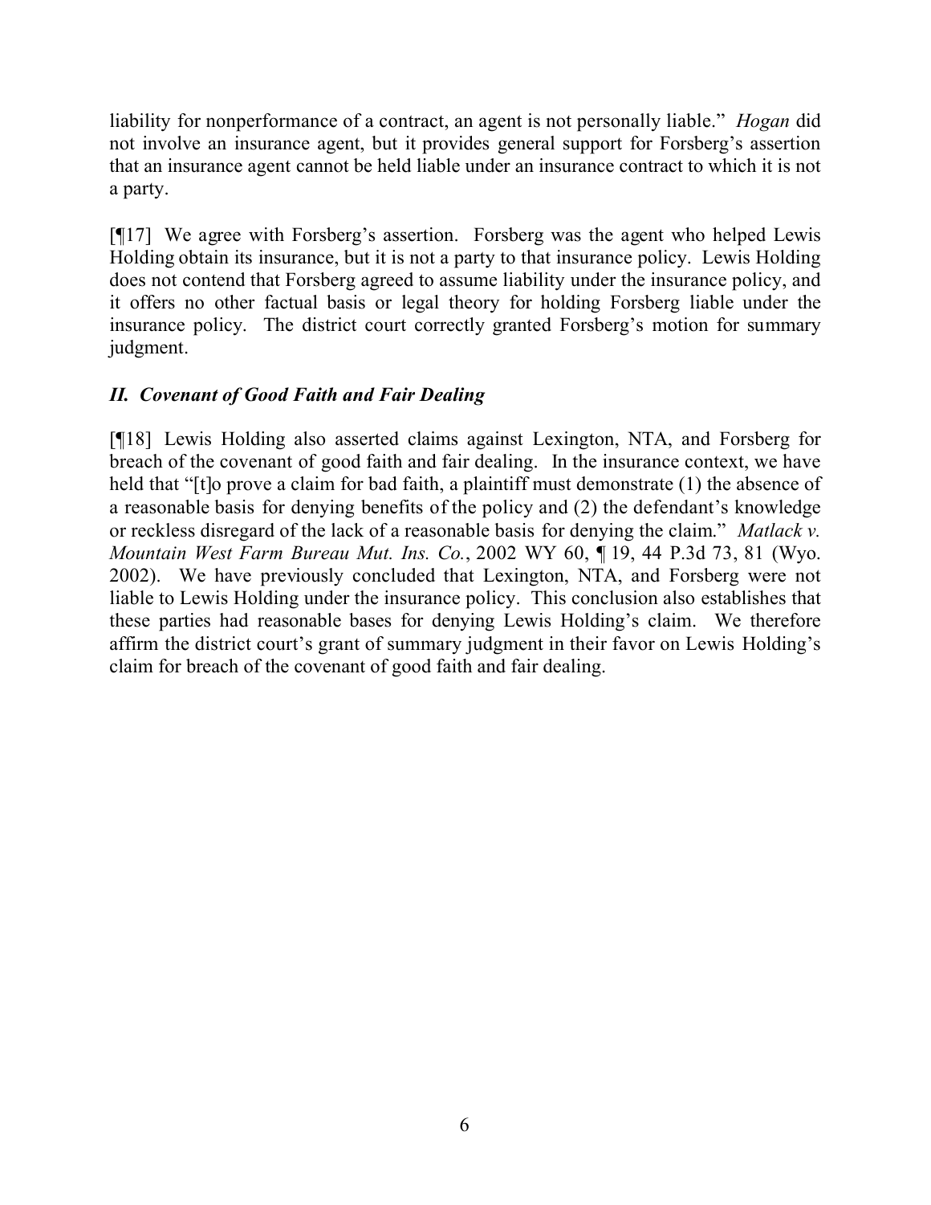liability for nonperformance of a contract, an agent is not personally liable." *Hogan* did not involve an insurance agent, but it provides general support for Forsberg's assertion that an insurance agent cannot be held liable under an insurance contract to which it is not a party.

[¶17] We agree with Forsberg's assertion. Forsberg was the agent who helped Lewis Holding obtain its insurance, but it is not a party to that insurance policy. Lewis Holding does not contend that Forsberg agreed to assume liability under the insurance policy, and it offers no other factual basis or legal theory for holding Forsberg liable under the insurance policy. The district court correctly granted Forsberg's motion for summary judgment.

## *II. Covenant of Good Faith and Fair Dealing*

[¶18] Lewis Holding also asserted claims against Lexington, NTA, and Forsberg for breach of the covenant of good faith and fair dealing. In the insurance context, we have held that "[t]o prove a claim for bad faith, a plaintiff must demonstrate (1) the absence of a reasonable basis for denying benefits of the policy and (2) the defendant's knowledge or reckless disregard of the lack of a reasonable basis for denying the claim." *Matlack v. Mountain West Farm Bureau Mut. Ins. Co.*, 2002 WY 60, ¶ 19, 44 P.3d 73, 81 (Wyo. 2002). We have previously concluded that Lexington, NTA, and Forsberg were not liable to Lewis Holding under the insurance policy. This conclusion also establishes that these parties had reasonable bases for denying Lewis Holding's claim. We therefore affirm the district court's grant of summary judgment in their favor on Lewis Holding's claim for breach of the covenant of good faith and fair dealing.